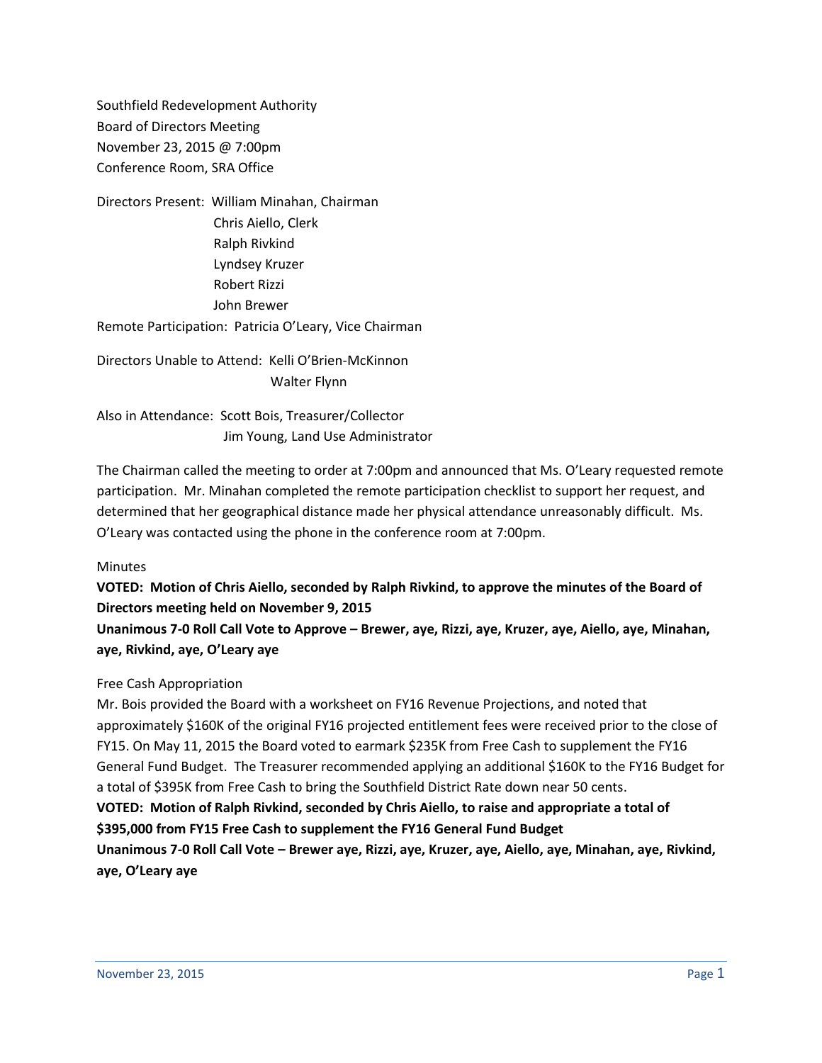Southfield Redevelopment Authority
Board of Directors Meeting
November 23, 2015 @ 7:00pm
Conference Room, SRA Office

Directors Present: William Minahan, Chairman
Chris Aiello, Clerk
Ralph Rivkind
Lyndsey Kruzer
Robert Rizzi
John Brewer

Remote Participation: Patricia O'Leary, Vice Chairman

Directors Unable to Attend: Kelli O'Brien-McKinnon
Walter Flynn

Also in Attendance: Scott Bois, Treasurer/Collector
Jim Young, Land Use Administrator

The Chairman called the meeting to order at 7:00pm and announced that Ms. O'Leary requested remote participation. Mr. Minahan completed the remote participation checklist to support her request, and determined that her geographical distance made her physical attendance unreasonably difficult. Ms. O'Leary was contacted using the phone in the conference room at 7:00pm.

Minutes

**VOTED: Motion of Chris Aiello, seconded by Ralph Rivkind, to approve the minutes of the Board of Directors meeting held on November 9, 2015**

**Unanimous 7-0 Roll Call Vote to Approve – Brewer, aye, Rizzi, aye, Kruzer, aye, Aiello, aye, Minahan, aye, Rivkind, aye, O'Leary aye**

Free Cash Appropriation

Mr. Bois provided the Board with a worksheet on FY16 Revenue Projections, and noted that approximately $160K of the original FY16 projected entitlement fees were received prior to the close of FY15. On May 11, 2015 the Board voted to earmark $235K from Free Cash to supplement the FY16 General Fund Budget. The Treasurer recommended applying an additional $160K to the FY16 Budget for a total of $395K from Free Cash to bring the Southfield District Rate down near 50 cents.

**VOTED: Motion of Ralph Rivkind, seconded by Chris Aiello, to raise and appropriate a total of $395,000 from FY15 Free Cash to supplement the FY16 General Fund Budget**

**Unanimous 7-0 Roll Call Vote – Brewer aye, Rizzi, aye, Kruzer, aye, Aiello, aye, Minahan, aye, Rivkind, aye, O'Leary aye**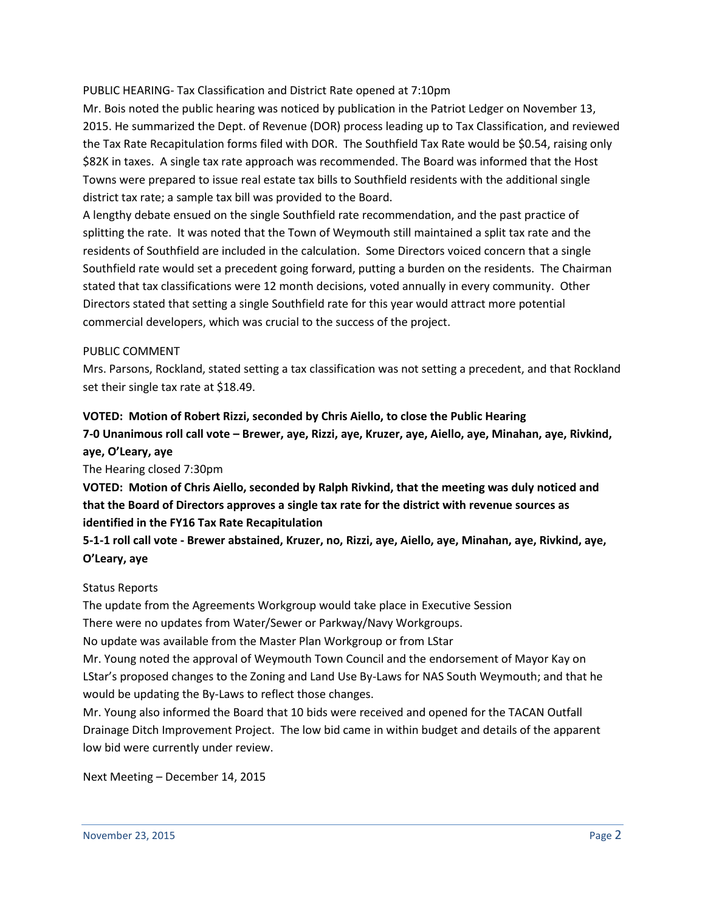PUBLIC HEARING- Tax Classification and District Rate opened at 7:10pm

Mr. Bois noted the public hearing was noticed by publication in the Patriot Ledger on November 13, 2015. He summarized the Dept. of Revenue (DOR) process leading up to Tax Classification, and reviewed the Tax Rate Recapitulation forms filed with DOR. The Southfield Tax Rate would be $0.54, raising only $82K in taxes. A single tax rate approach was recommended. The Board was informed that the Host Towns were prepared to issue real estate tax bills to Southfield residents with the additional single district tax rate; a sample tax bill was provided to the Board.

A lengthy debate ensued on the single Southfield rate recommendation, and the past practice of splitting the rate. It was noted that the Town of Weymouth still maintained a split tax rate and the residents of Southfield are included in the calculation. Some Directors voiced concern that a single Southfield rate would set a precedent going forward, putting a burden on the residents. The Chairman stated that tax classifications were 12 month decisions, voted annually in every community. Other Directors stated that setting a single Southfield rate for this year would attract more potential commercial developers, which was crucial to the success of the project.

PUBLIC COMMENT

Mrs. Parsons, Rockland, stated setting a tax classification was not setting a precedent, and that Rockland set their single tax rate at $18.49.

**VOTED: Motion of Robert Rizzi, seconded by Chris Aiello, to close the Public Hearing**

**7-0 Unanimous roll call vote – Brewer, aye, Rizzi, aye, Kruzer, aye, Aiello, aye, Minahan, aye, Rivkind, aye, O'Leary, aye**

The Hearing closed 7:30pm

**VOTED: Motion of Chris Aiello, seconded by Ralph Rivkind, that the meeting was duly noticed and that the Board of Directors approves a single tax rate for the district with revenue sources as identified in the FY16 Tax Rate Recapitulation**

**5-1-1 roll call vote - Brewer abstained, Kruzer, no, Rizzi, aye, Aiello, aye, Minahan, aye, Rivkind, aye, O'Leary, aye**

Status Reports

The update from the Agreements Workgroup would take place in Executive Session

There were no updates from Water/Sewer or Parkway/Navy Workgroups.

No update was available from the Master Plan Workgroup or from LStar

Mr. Young noted the approval of Weymouth Town Council and the endorsement of Mayor Kay on LStar's proposed changes to the Zoning and Land Use By-Laws for NAS South Weymouth; and that he would be updating the By-Laws to reflect those changes.

Mr. Young also informed the Board that 10 bids were received and opened for the TACAN Outfall Drainage Ditch Improvement Project. The low bid came in within budget and details of the apparent low bid were currently under review.

Next Meeting – December 14, 2015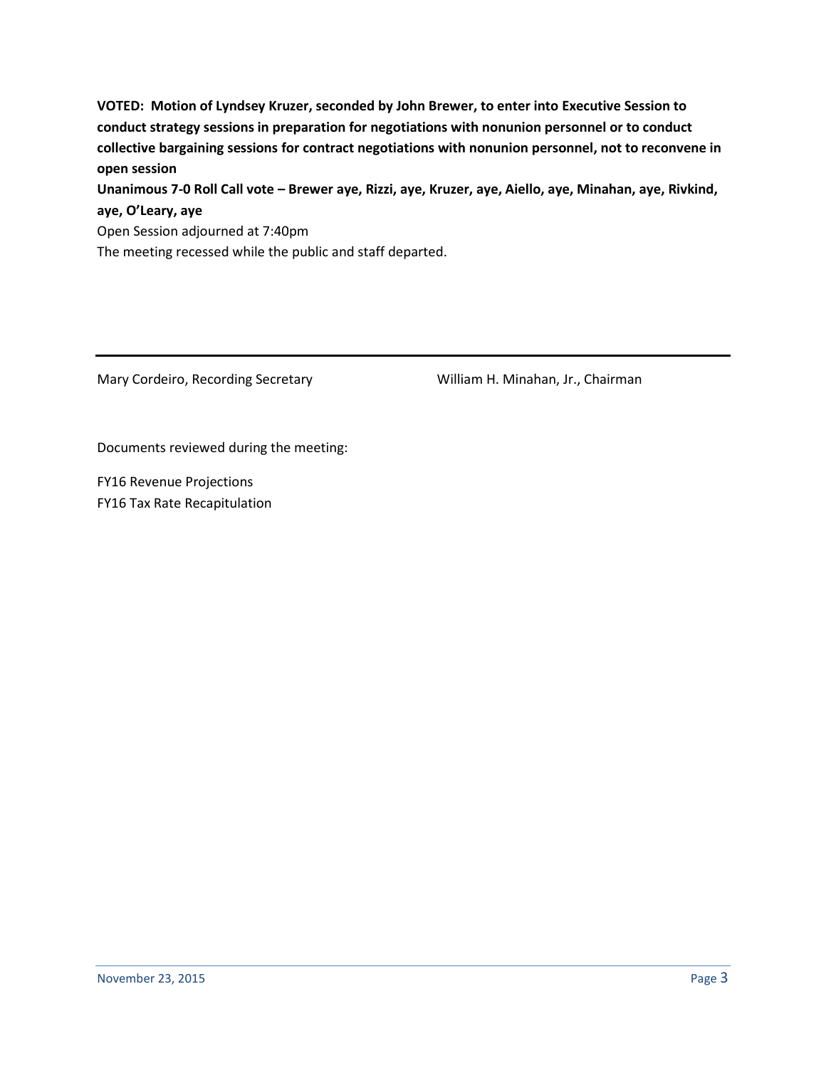**VOTED: Motion of Lyndsey Kruzer, seconded by John Brewer, to enter into Executive Session to conduct strategy sessions in preparation for negotiations with nonunion personnel or to conduct collective bargaining sessions for contract negotiations with nonunion personnel, not to reconvene in open session**

**Unanimous 7-0 Roll Call vote – Brewer aye, Rizzi, aye, Kruzer, aye, Aiello, aye, Minahan, aye, Rivkind, aye, O'Leary, aye**

Open Session adjourned at 7:40pm

The meeting recessed while the public and staff departed.

---

Mary Cordeiro, Recording Secretary

William H. Minahan, Jr., Chairman

Documents reviewed during the meeting:

FY16 Revenue Projections

FY16 Tax Rate Recapitulation